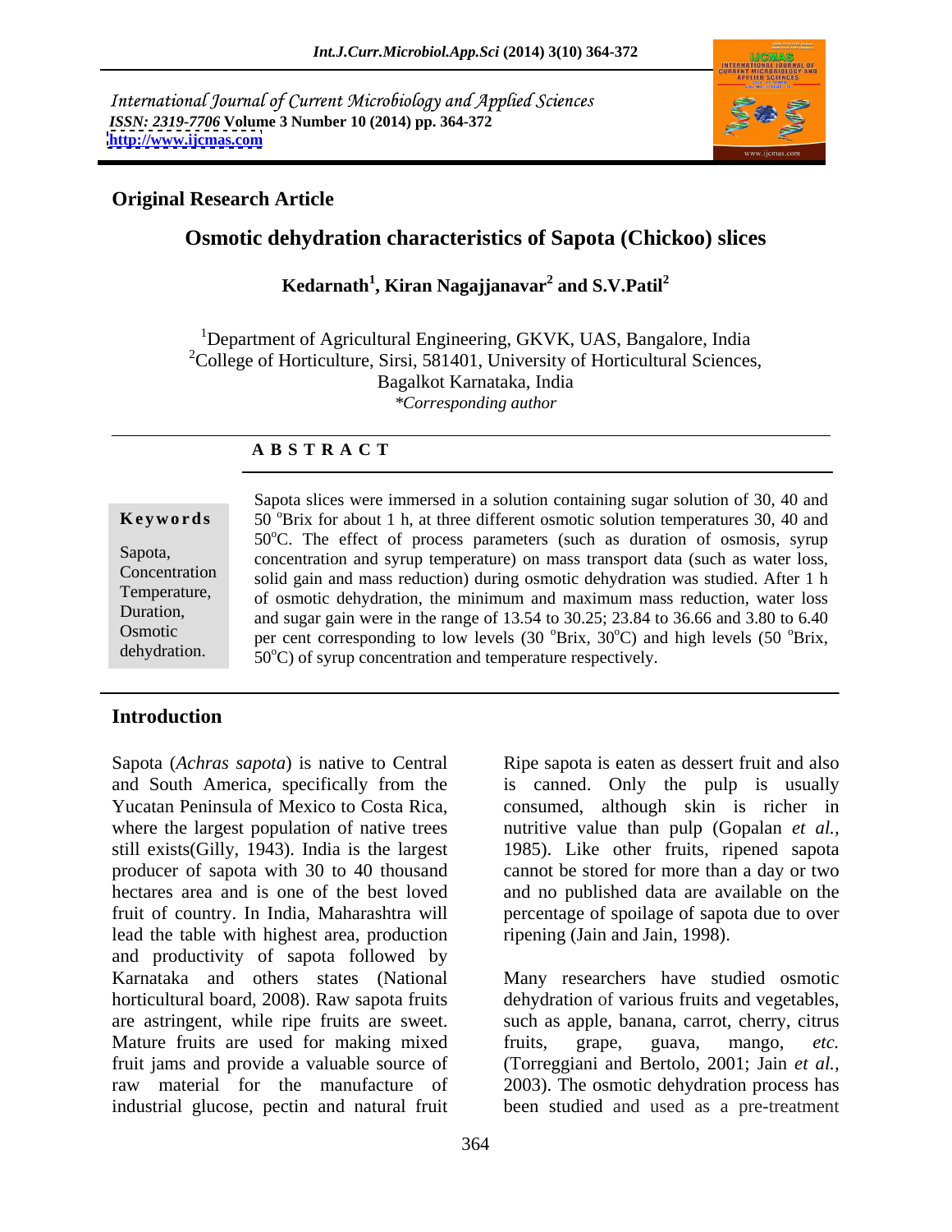International Journal of Current Microbiology and Applied Sciences
*ISSN: 2319-7706* **Volume 3 Number 10 (2014) pp. 364-372**
**http://www.ijcmas.com**

**Original Research Article**

## Osmotic dehydration characteristics of Sapota (Chickoo) slices

**Kedarnath[1], Kiran Nagajjanavar[2] and S.V.Patil[2]**

[1]Department of Agricultural Engineering, GKVK, UAS, Bangalore, India
[2]College of Horticulture, Sirsi, 581401, University of Horticultural Sciences, Bagalkot Karnataka, India
*\*Corresponding author*

**A B S T R A C T**

**Keywords**

Sapota, Concentration Temperature, Duration, Osmotic dehydration.

Sapota slices were immersed in a solution containing sugar solution of 30, 40 and 50 $^{o}$Brix for about 1 h, at three different osmotic solution temperatures 30, 40 and 50$^{o}$C. The effect of process parameters (such as duration of osmosis, syrup concentration and syrup temperature) on mass transport data (such as water loss, solid gain and mass reduction) during osmotic dehydration was studied. After 1 h of osmotic dehydration, the minimum and maximum mass reduction, water loss and sugar gain were in the range of 13.54 to 30.25; 23.84 to 36.66 and 3.80 to 6.40 per cent corresponding to low levels (30 $^{o}$Brix, 30$^{o}$C) and high levels (50 $^{o}$Brix, 50$^{o}$C) of syrup concentration and temperature respectively.

## Introduction

Sapota (*Achras sapota*) is native to Central and South America, specifically from the Yucatan Peninsula of Mexico to Costa Rica, where the largest population of native trees still exists(Gilly, 1943). India is the largest producer of sapota with 30 to 40 thousand hectares area and is one of the best loved fruit of country. In India, Maharashtra will lead the table with highest area, production and productivity of sapota followed by Karnataka and others states (National horticultural board, 2008). Raw sapota fruits are astringent, while ripe fruits are sweet. Mature fruits are used for making mixed fruit jams and provide a valuable source of raw material for the manufacture of industrial glucose, pectin and natural fruit

Ripe sapota is eaten as dessert fruit and also is canned. Only the pulp is usually consumed, although skin is richer in nutritive value than pulp (Gopalan *et al.,* 1985). Like other fruits, ripened sapota cannot be stored for more than a day or two and no published data are available on the percentage of spoilage of sapota due to over ripening (Jain and Jain, 1998).

Many researchers have studied osmotic dehydration of various fruits and vegetables, such as apple, banana, carrot, cherry, citrus fruits, grape, guava, mango, *etc.* (Torreggiani and Bertolo, 2001; Jain *et al.,* 2003). The osmotic dehydration process has been studied and used as a pre-treatment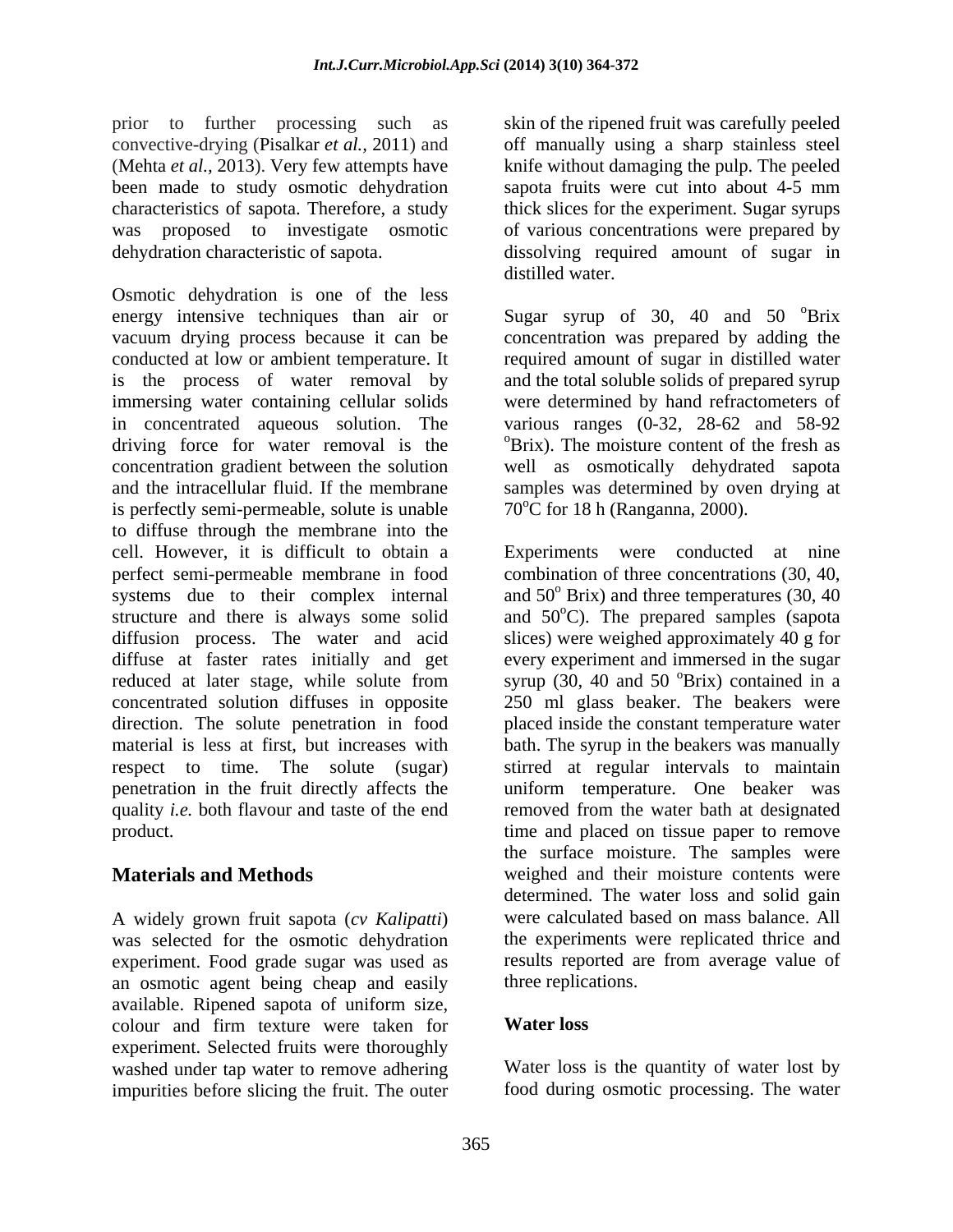prior to further processing such as convective-drying (Pisalkar *et al.,* 2011) and (Mehta *et al.,* 2013). Very few attempts have been made to study osmotic dehydration characteristics of sapota. Therefore, a study was proposed to investigate osmotic dehydration characteristic of sapota.

Osmotic dehydration is one of the less energy intensive techniques than air or vacuum drying process because it can be conducted at low or ambient temperature. It is the process of water removal by immersing water containing cellular solids in concentrated aqueous solution. The driving force for water removal is the concentration gradient between the solution and the intracellular fluid. If the membrane is perfectly semi-permeable, solute is unable to diffuse through the membrane into the cell. However, it is difficult to obtain a perfect semi-permeable membrane in food systems due to their complex internal structure and there is always some solid diffusion process. The water and acid diffuse at faster rates initially and get reduced at later stage, while solute from concentrated solution diffuses in opposite direction. The solute penetration in food material is less at first, but increases with respect to time. The solute (sugar) penetration in the fruit directly affects the quality *i.e.* both flavour and taste of the end product.

## Materials and Methods

A widely grown fruit sapota (*cv Kalipatti*) was selected for the osmotic dehydration experiment. Food grade sugar was used as an osmotic agent being cheap and easily available. Ripened sapota of uniform size, colour and firm texture were taken for experiment. Selected fruits were thoroughly washed under tap water to remove adhering impurities before slicing the fruit. The outer skin of the ripened fruit was carefully peeled off manually using a sharp stainless steel knife without damaging the pulp. The peeled sapota fruits were cut into about 4-5 mm thick slices for the experiment. Sugar syrups of various concentrations were prepared by dissolving required amount of sugar in distilled water.

Sugar syrup of 30, 40 and 50 $^{o}$Brix concentration was prepared by adding the required amount of sugar in distilled water and the total soluble solids of prepared syrup were determined by hand refractometers of various ranges (0-32, 28-62 and 58-92 $^{o}$Brix). The moisture content of the fresh as well as osmotically dehydrated sapota samples was determined by oven drying at 70$^{o}$C for 18 h (Ranganna, 2000).

Experiments were conducted at nine combination of three concentrations (30, 40, and 50$^{o}$ Brix) and three temperatures (30, 40 and 50$^{o}$C). The prepared samples (sapota slices) were weighed approximately 40 g for every experiment and immersed in the sugar syrup (30, 40 and 50 $^{o}$Brix) contained in a 250 ml glass beaker. The beakers were placed inside the constant temperature water bath. The syrup in the beakers was manually stirred at regular intervals to maintain uniform temperature. One beaker was removed from the water bath at designated time and placed on tissue paper to remove the surface moisture. The samples were weighed and their moisture contents were determined. The water loss and solid gain were calculated based on mass balance. All the experiments were replicated thrice and results reported are from average value of three replications.

### Water loss

Water loss is the quantity of water lost by food during osmotic processing. The water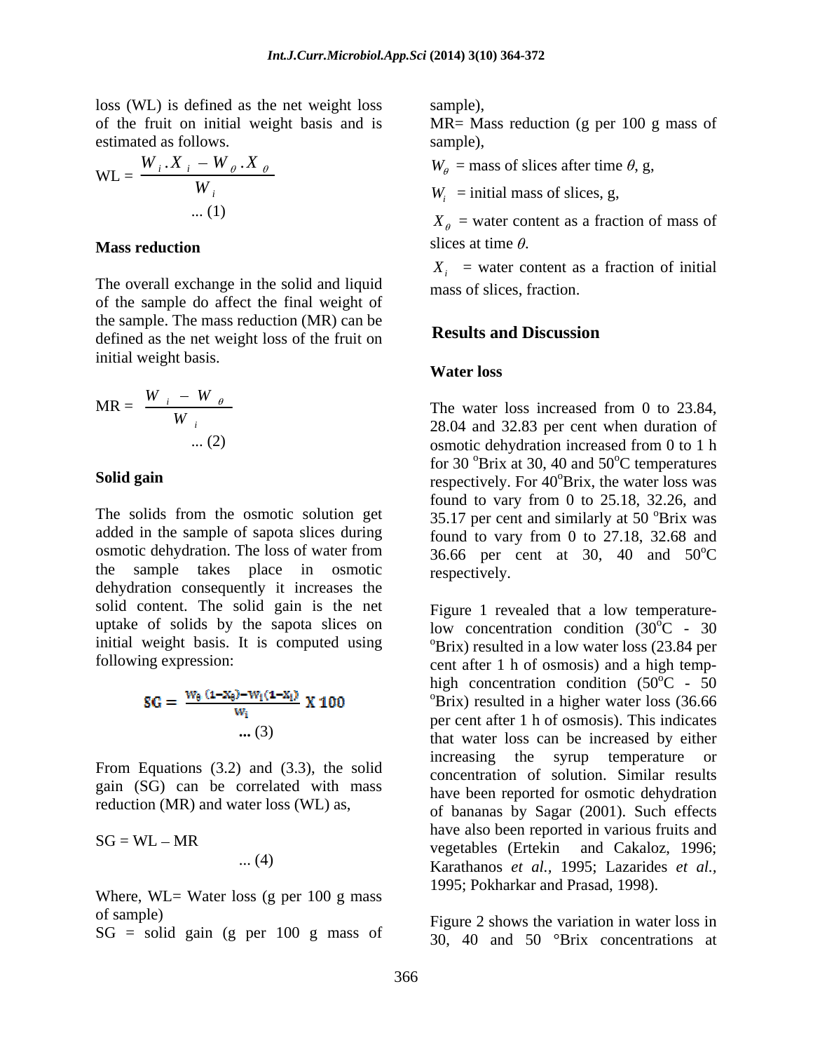loss (WL) is defined as the net weight loss of the fruit on initial weight basis and is estimated as follows.

$$\text{WL} = \frac{W_i . X_i - W_\theta . X_\theta}{W_i} \quad \text{... (1)}$$

### Mass reduction

The overall exchange in the solid and liquid of the sample do affect the final weight of the sample. The mass reduction (MR) can be defined as the net weight loss of the fruit on initial weight basis.

$$\text{MR} = \frac{W_i - W_\theta}{W_i} \quad \text{... (2)}$$

### Solid gain

The solids from the osmotic solution get added in the sample of sapota slices during osmotic dehydration. The loss of water from the sample takes place in osmotic dehydration consequently it increases the solid content. The solid gain is the net uptake of solids by the sapota slices on initial weight basis. It is computed using following expression:

$$\text{SG} = \frac{W_\theta (1 - X_\theta) - W_i (1 - X_i)}{W_i} \times 100 \quad \text{... (3)}$$

From Equations (3.2) and (3.3), the solid gain (SG) can be correlated with mass reduction (MR) and water loss (WL) as,

$$\text{SG} = \text{WL} - \text{MR} \quad \text{... (4)}$$

Where, WL= Water loss (g per 100 g mass of sample)

SG = solid gain (g per 100 g mass of sample),

MR= Mass reduction (g per 100 g mass of sample),

$W_\theta$ = mass of slices after time $\theta$, g,

$W_i$ = initial mass of slices, g,

$X_\theta$ = water content as a fraction of mass of slices at time $\theta$.

$X_i$ = water content as a fraction of initial mass of slices, fraction.

## Results and Discussion

### Water loss

The water loss increased from 0 to 23.84, 28.04 and 32.83 per cent when duration of osmotic dehydration increased from 0 to 1 h for 30 °Brix at 30, 40 and 50°C temperatures respectively. For 40°Brix, the water loss was found to vary from 0 to 25.18, 32.26, and 35.17 per cent and similarly at 50 °Brix was found to vary from 0 to 27.18, 32.68 and 36.66 per cent at 30, 40 and 50°C respectively.

Figure 1 revealed that a low temperature-low concentration condition (30°C - 30 °Brix) resulted in a low water loss (23.84 per cent after 1 h of osmosis) and a high temp-high concentration condition (50°C - 50 °Brix) resulted in a higher water loss (36.66 per cent after 1 h of osmosis). This indicates that water loss can be increased by either increasing the syrup temperature or concentration of solution. Similar results have been reported for osmotic dehydration of bananas by Sagar (2001). Such effects have also been reported in various fruits and vegetables (Ertekin and Cakaloz, 1996; Karathanos *et al.,* 1995; Lazarides *et al.,* 1995; Pokharkar and Prasad, 1998).

Figure 2 shows the variation in water loss in 30, 40 and 50 °Brix concentrations at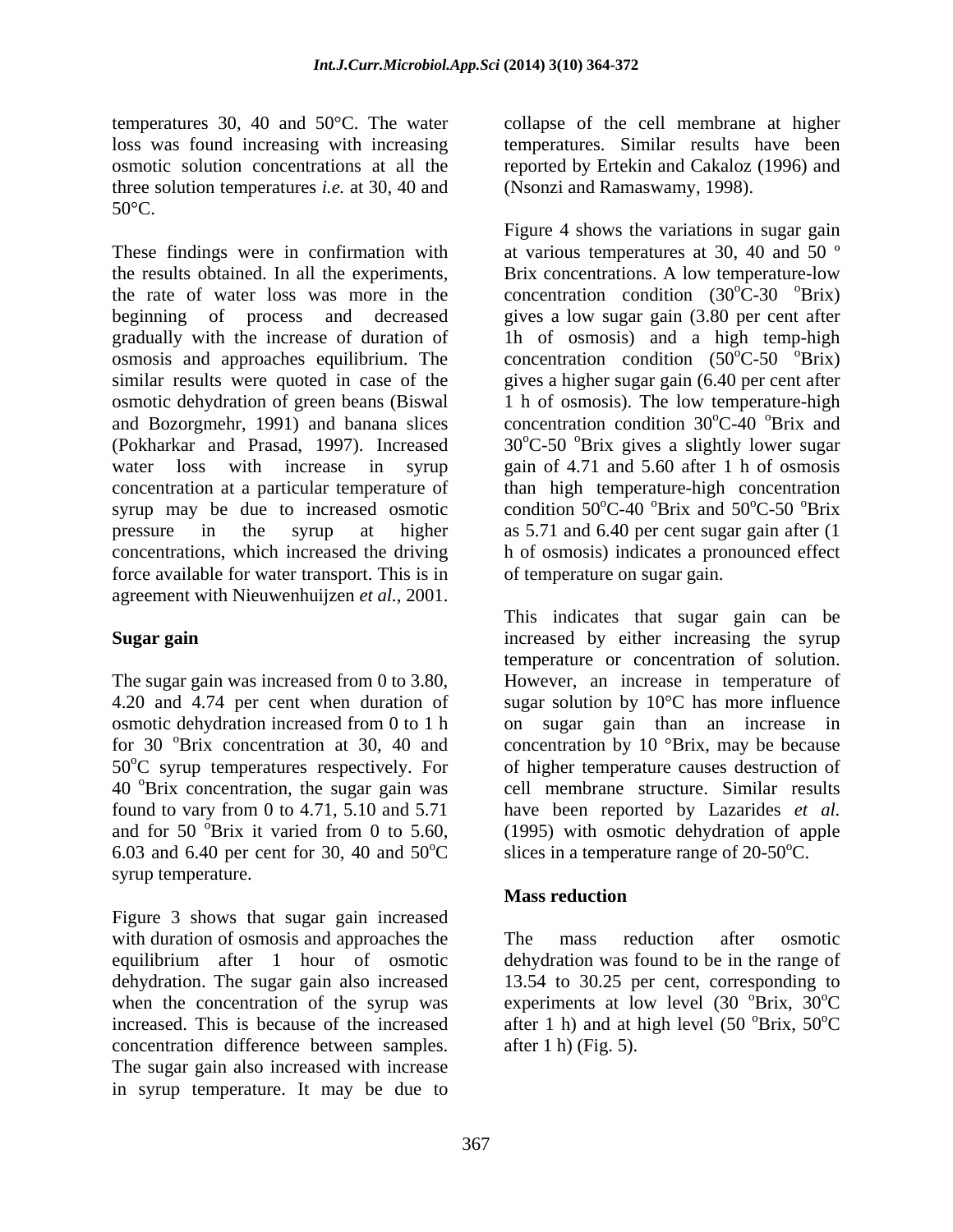temperatures 30, 40 and 50°C. The water loss was found increasing with increasing osmotic solution concentrations at all the three solution temperatures *i.e.* at 30, 40 and 50°C.

These findings were in confirmation with the results obtained. In all the experiments, the rate of water loss was more in the beginning of process and decreased gradually with the increase of duration of osmosis and approaches equilibrium. The similar results were quoted in case of the osmotic dehydration of green beans (Biswal and Bozorgmehr, 1991) and banana slices (Pokharkar and Prasad, 1997). Increased water loss with increase in syrup concentration at a particular temperature of syrup may be due to increased osmotic pressure in the syrup at higher concentrations, which increased the driving force available for water transport. This is in agreement with Nieuwenhuijzen *et al.,* 2001.

## Sugar gain

The sugar gain was increased from 0 to 3.80, 4.20 and 4.74 per cent when duration of osmotic dehydration increased from 0 to 1 h for 30 °Brix concentration at 30, 40 and 50°C syrup temperatures respectively. For 40 °Brix concentration, the sugar gain was found to vary from 0 to 4.71, 5.10 and 5.71 and for 50 °Brix it varied from 0 to 5.60, 6.03 and 6.40 per cent for 30, 40 and 50°C syrup temperature.

Figure 3 shows that sugar gain increased with duration of osmosis and approaches the equilibrium after 1 hour of osmotic dehydration. The sugar gain also increased when the concentration of the syrup was increased. This is because of the increased concentration difference between samples. The sugar gain also increased with increase in syrup temperature. It may be due to collapse of the cell membrane at higher temperatures. Similar results have been reported by Ertekin and Cakaloz (1996) and (Nsonzi and Ramaswamy, 1998).

Figure 4 shows the variations in sugar gain at various temperatures at 30, 40 and 50 º Brix concentrations. A low temperature-low concentration condition (30°C-30 °Brix) gives a low sugar gain (3.80 per cent after 1h of osmosis) and a high temp-high concentration condition (50°C-50 °Brix) gives a higher sugar gain (6.40 per cent after 1 h of osmosis). The low temperature-high concentration condition 30°C-40 °Brix and 30°C-50 °Brix gives a slightly lower sugar gain of 4.71 and 5.60 after 1 h of osmosis than high temperature-high concentration condition 50°C-40 °Brix and 50°C-50 °Brix as 5.71 and 6.40 per cent sugar gain after (1 h of osmosis) indicates a pronounced effect of temperature on sugar gain.

This indicates that sugar gain can be increased by either increasing the syrup temperature or concentration of solution. However, an increase in temperature of sugar solution by 10°C has more influence on sugar gain than an increase in concentration by 10 °Brix, may be because of higher temperature causes destruction of cell membrane structure. Similar results have been reported by Lazarides *et al.* (1995) with osmotic dehydration of apple slices in a temperature range of 20-50°C.

## Mass reduction

The mass reduction after osmotic dehydration was found to be in the range of 13.54 to 30.25 per cent, corresponding to experiments at low level (30 °Brix, 30°C after 1 h) and at high level (50 °Brix, 50°C after 1 h) (Fig. 5).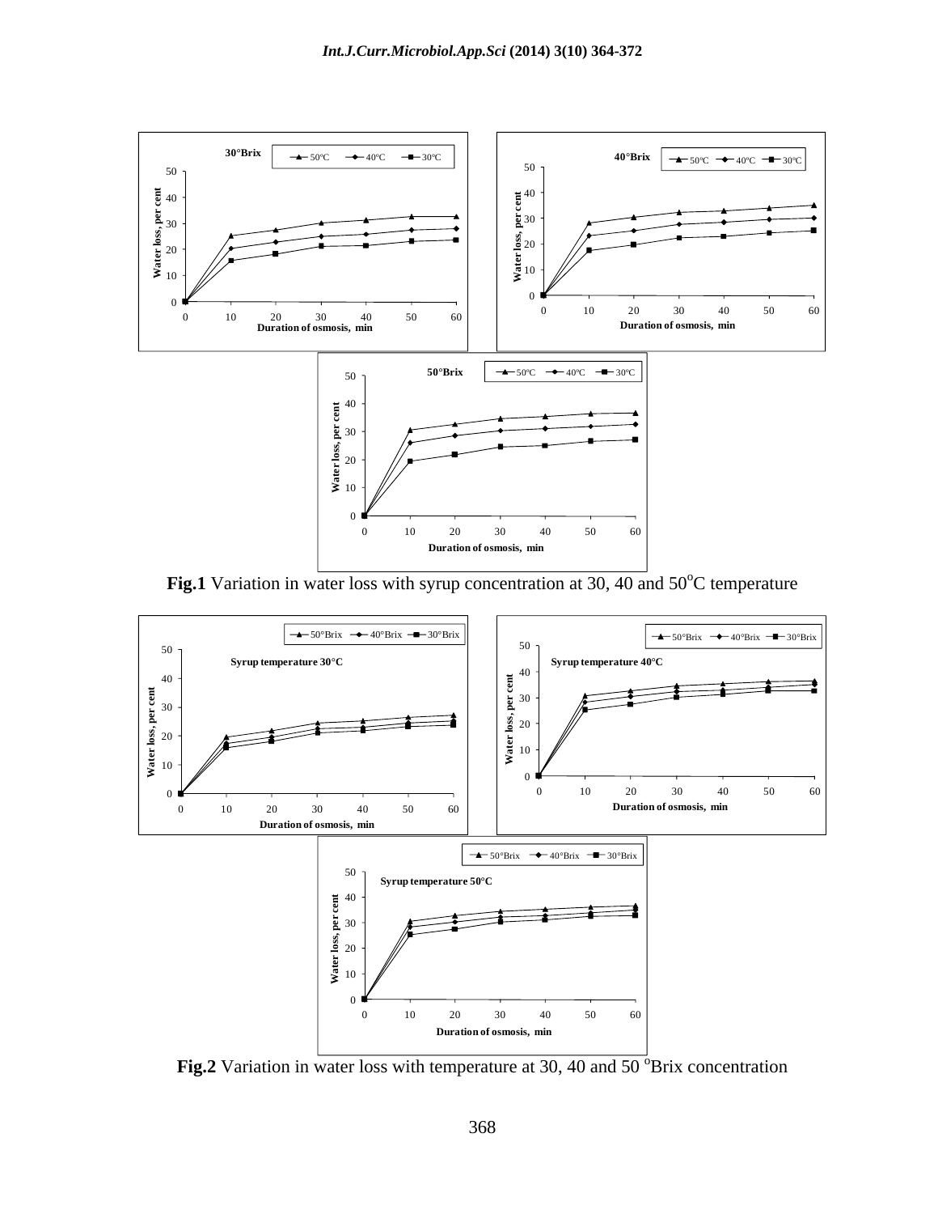**Fig.1** Variation in water loss with syrup concentration at 30, 40 and 50$^{o}$C temperature

**Fig.2** Variation in water loss with temperature at 30, 40 and 50 $^{o}$Brix concentration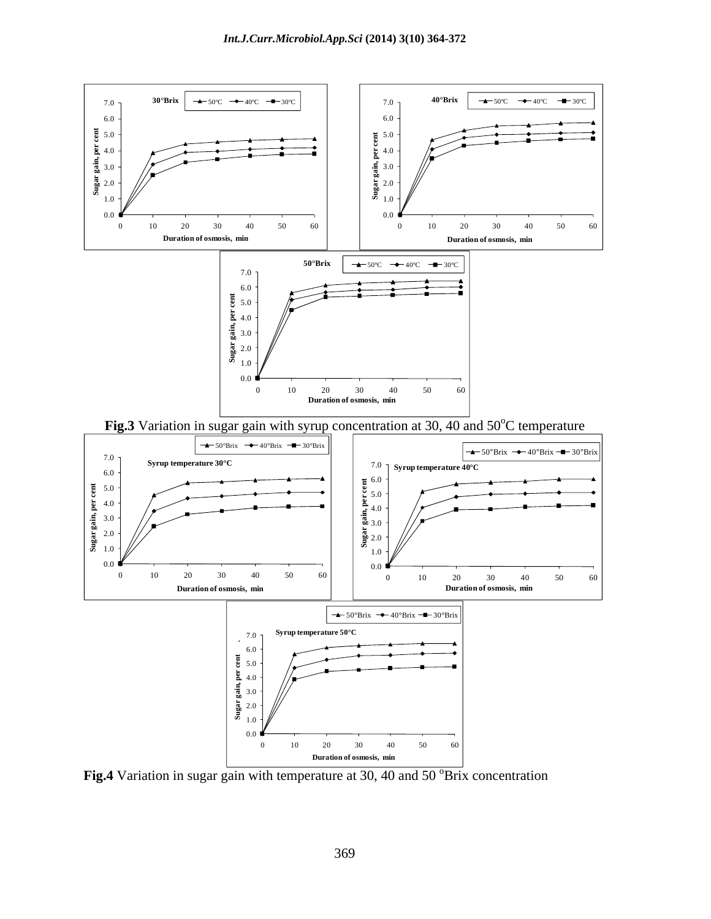**Fig.3** Variation in sugar gain with syrup concentration at 30, 40 and 50$^{o}$C temperature

**Fig.4** Variation in sugar gain with temperature at 30, 40 and 50 $^{o}$Brix concentration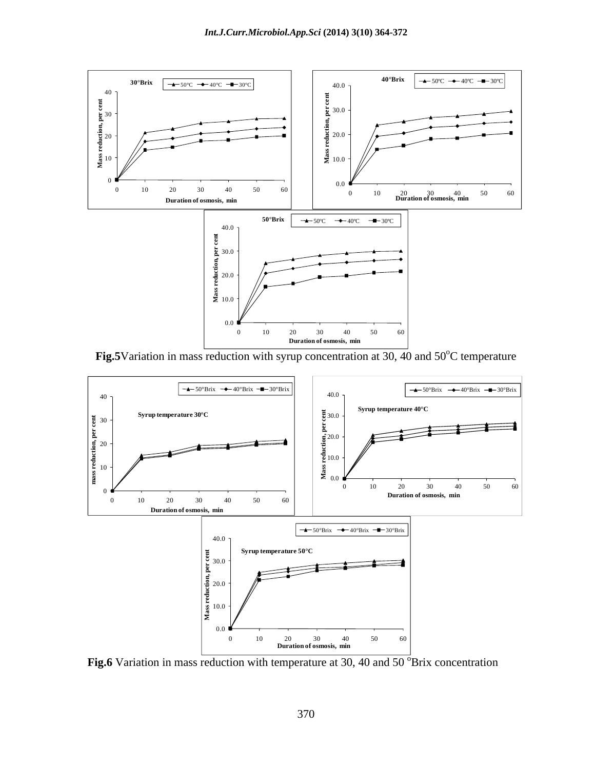**Fig.5** Variation in mass reduction with syrup concentration at 30, 40 and 50°C temperature

**Fig.6** Variation in mass reduction with temperature at 30, 40 and 50 °Brix concentration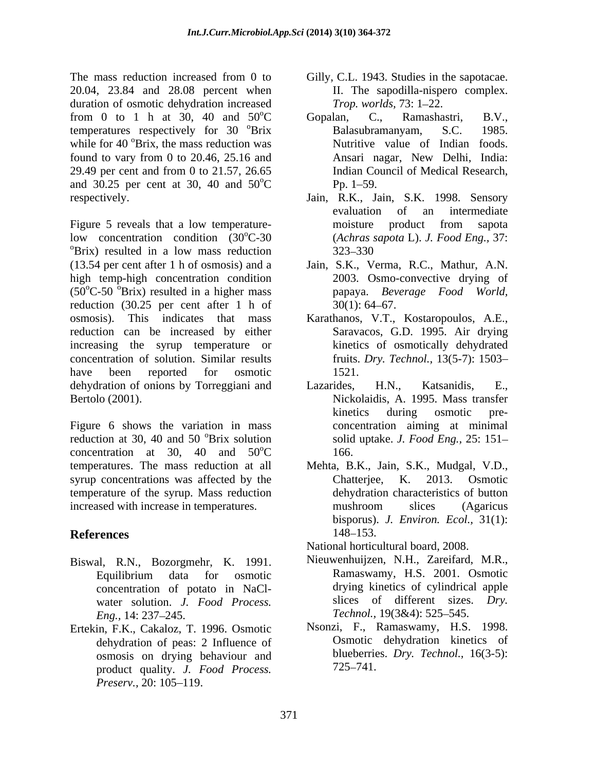The mass reduction increased from 0 to 20.04, 23.84 and 28.08 percent when duration of osmotic dehydration increased from 0 to 1 h at 30, 40 and 50°C temperatures respectively for 30 °Brix while for 40 °Brix, the mass reduction was found to vary from 0 to 20.46, 25.16 and 29.49 per cent and from 0 to 21.57, 26.65 and 30.25 per cent at 30, 40 and 50°C respectively.

Figure 5 reveals that a low temperature-low concentration condition (30°C-30 °Brix) resulted in a low mass reduction (13.54 per cent after 1 h of osmosis) and a high temp-high concentration condition (50°C-50 °Brix) resulted in a higher mass reduction (30.25 per cent after 1 h of osmosis). This indicates that mass reduction can be increased by either increasing the syrup temperature or concentration of solution. Similar results have been reported for osmotic dehydration of onions by Torreggiani and Bertolo (2001).

Figure 6 shows the variation in mass reduction at 30, 40 and 50 °Brix solution concentration at 30, 40 and 50°C temperatures. The mass reduction at all syrup concentrations was affected by the temperature of the syrup. Mass reduction increased with increase in temperatures.

## References

Biswal, R.N., Bozorgmehr, K. 1991. Equilibrium data for osmotic concentration of potato in NaCl-water solution. *J. Food Process. Eng.,* 14: 237–245.

Ertekin, F.K., Cakaloz, T. 1996. Osmotic dehydration of peas: 2 Influence of osmosis on drying behaviour and product quality. *J. Food Process. Preserv.,* 20: 105–119.

Gilly, C.L. 1943. Studies in the sapotacae. II. The sapodilla-nispero complex. *Trop. worlds,* 73: 1–22.

Gopalan, C., Ramashastri, B.V., Balasubramanyam, S.C. 1985. Nutritive value of Indian foods. Ansari nagar, New Delhi, India: Indian Council of Medical Research, Pp. 1–59.

Jain, R.K., Jain, S.K. 1998. Sensory evaluation of an intermediate moisture product from sapota (*Achras sapota* L). *J. Food Eng.,* 37: 323–330

Jain, S.K., Verma, R.C., Mathur, A.N. 2003. Osmo-convective drying of papaya. *Beverage Food World,* 30(1): 64–67.

Karathanos, V.T., Kostaropoulos, A.E., Saravacos, G.D. 1995. Air drying kinetics of osmotically dehydrated fruits. *Dry. Technol.,* 13(5-7): 1503–1521.

Lazarides, H.N., Katsanidis, E., Nickolaidis, A. 1995. Mass transfer kinetics during osmotic pre-concentration aiming at minimal solid uptake. *J. Food Eng.,* 25: 151–166.

Mehta, B.K., Jain, S.K., Mudgal, V.D., Chatterjee, K. 2013. Osmotic dehydration characteristics of button mushroom slices (Agaricus bisporus). *J. Environ. Ecol.,* 31(1): 148–153.

National horticultural board, 2008.

Nieuwenhuijzen, N.H., Zareifard, M.R., Ramaswamy, H.S. 2001. Osmotic drying kinetics of cylindrical apple slices of different sizes. *Dry. Technol.,* 19(3&4): 525–545.

Nsonzi, F., Ramaswamy, H.S. 1998. Osmotic dehydration kinetics of blueberries. *Dry. Technol.,* 16(3-5): 725–741.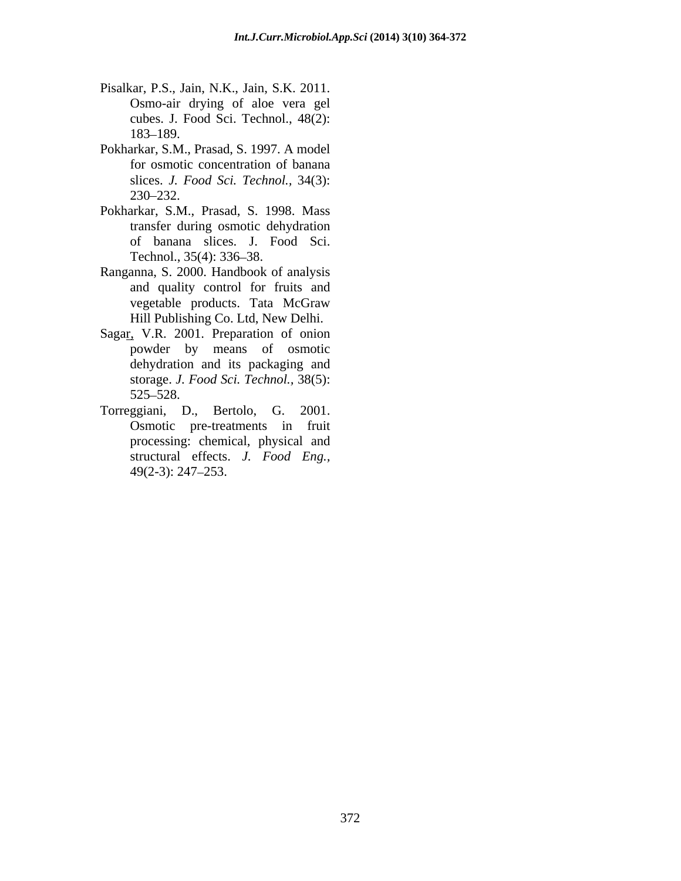Pisalkar, P.S., Jain, N.K., Jain, S.K. 2011. Osmo-air drying of aloe vera gel cubes. J. Food Sci. Technol., 48(2): 183–189.

Pokharkar, S.M., Prasad, S. 1997. A model for osmotic concentration of banana slices. *J. Food Sci. Technol.,* 34(3): 230–232.

Pokharkar, S.M., Prasad, S. 1998. Mass transfer during osmotic dehydration of banana slices. J. Food Sci. Technol., 35(4): 336–38.

Ranganna, S. 2000. Handbook of analysis and quality control for fruits and vegetable products. Tata McGraw Hill Publishing Co. Ltd, New Delhi.

Sagar, V.R. 2001. Preparation of onion powder by means of osmotic dehydration and its packaging and storage. *J. Food Sci. Technol.,* 38(5): 525–528.

Torreggiani, D., Bertolo, G. 2001. Osmotic pre-treatments in fruit processing: chemical, physical and structural effects. *J. Food Eng.,* 49(2-3): 247–253.